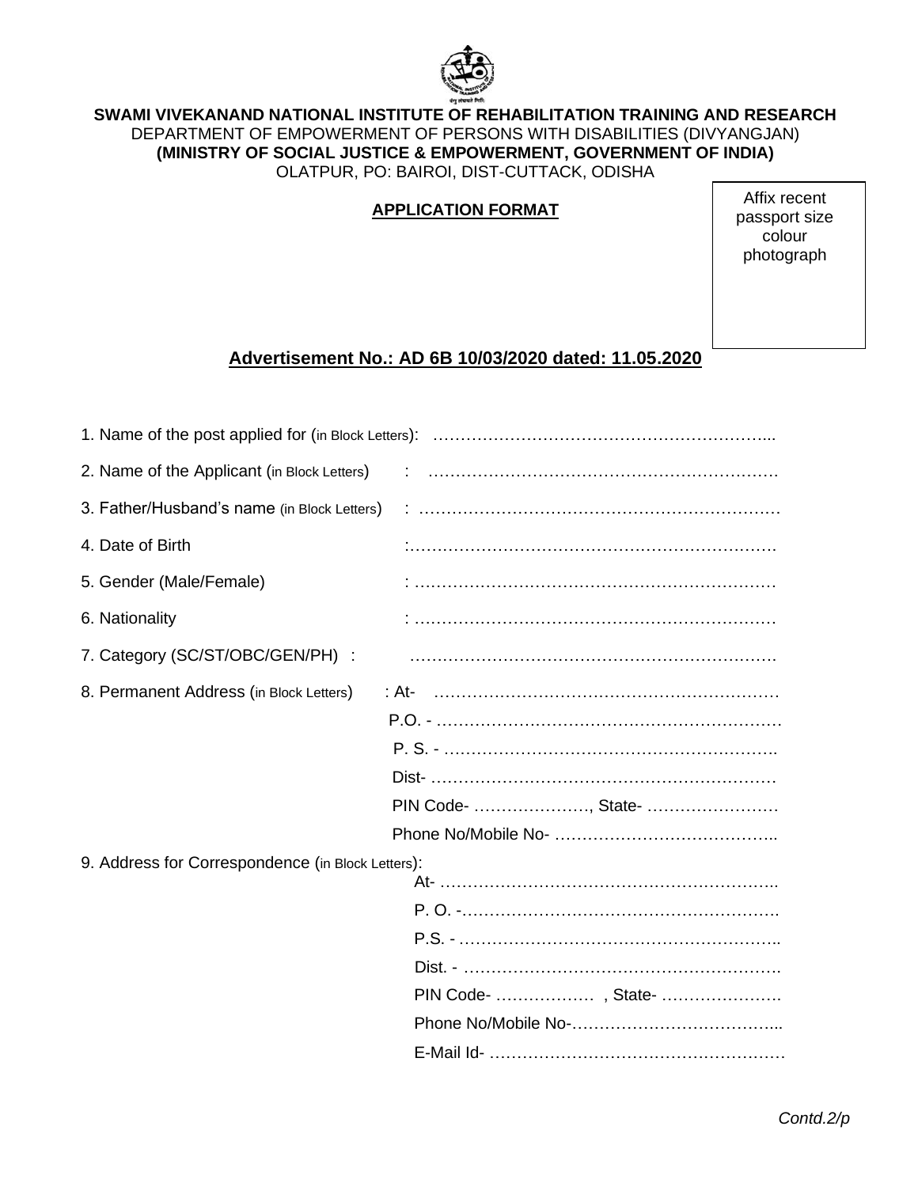**SWAMI VIVEKANAND NATIONAL INSTITUTE OF REHABILITATION TRAINING AND RESEARCH**
DEPARTMENT OF EMPOWERMENT OF PERSONS WITH DISABILITIES (DIVYANGJAN)
**(MINISTRY OF SOCIAL JUSTICE & EMPOWERMENT, GOVERNMENT OF INDIA)**
OLATPUR, PO: BAIROI, DIST-CUTTACK, ODISHA

**APPLICATION FORMAT**

Affix recent passport size colour photograph

**Advertisement No.: AD 6B 10/03/2020 dated: 11.05.2020**

1. Name of the post applied for (in Block Letters): ……………………………………………………...
2. Name of the Applicant (in Block Letters) : ……………………………………………………….
3. Father/Husband's name (in Block Letters) : ……………………………………………………….
4. Date of Birth :……………………………………………………….
5. Gender (Male/Female) : ……………………………………………………….
6. Nationality : ……………………………………………………….
7. Category (SC/ST/OBC/GEN/PH) : ……………………………………………………….
8. Permanent Address (in Block Letters) : At- ……………………………………………………….
   P.O. - ……………………………………………………….
   P. S. - ……………………………………………………..
   Dist- ……………………………………………………….
   PIN Code- …………………, State- ……………………
   Phone No/Mobile No- …………………………………..
9. Address for Correspondence (in Block Letters):
   At- ……………………………………………………..
   P. O. -…………………………………………………
   P.S. - …………………………………………………..
   Dist. - ………………………………………………….
   PIN Code- ……………… , State- ………………….
   Phone No/Mobile No-………………………………...
   E-Mail Id- ………………………………………………

*Contd.2/p*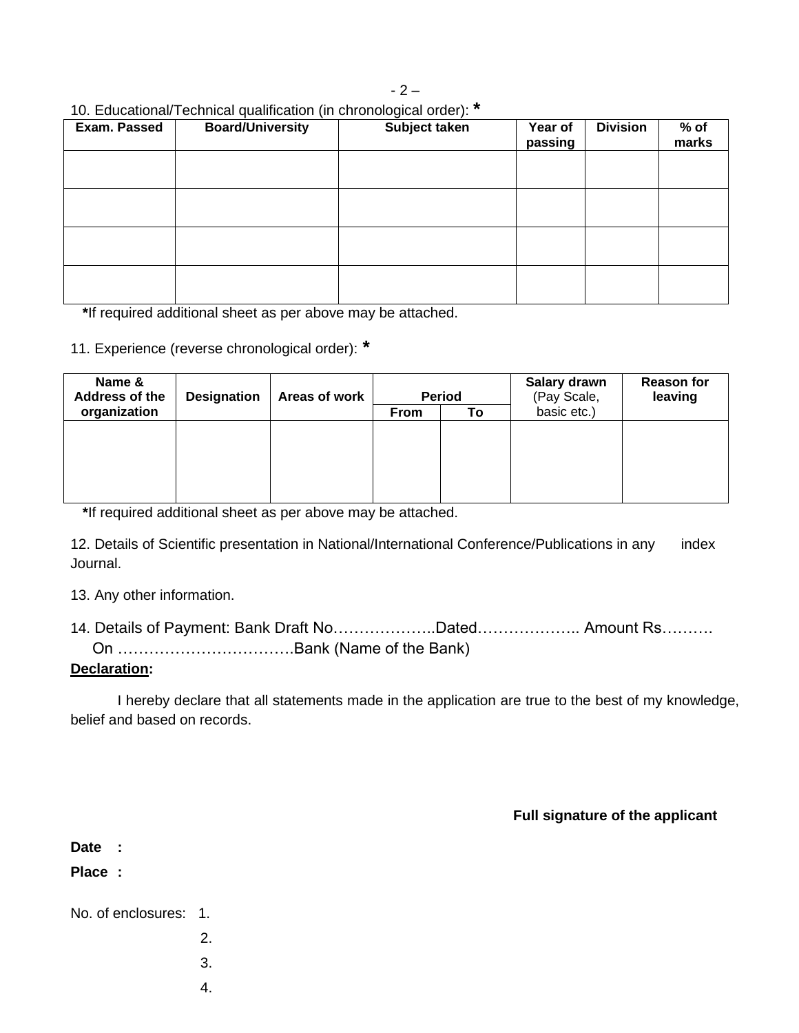10. Educational/Technical qualification (in chronological order): *

| Exam. Passed | Board/University | Subject taken | Year of passing | Division | % of marks |
|---|---|---|---|---|---|
| | | | | | |
| | | | | | |
| | | | | | |
| | | | | | |

*If required additional sheet as per above may be attached.

11. Experience (reverse chronological order): *

| Name & Address of the organization | Designation | Areas of work | Period | | Salary drawn (Pay Scale, basic etc.) | Reason for leaving |
|---|---|---|---|---|---|---|
| | | | From | To | | |
| | | | | | | |

*If required additional sheet as per above may be attached.

12. Details of Scientific presentation in National/International Conference/Publications in any index Journal.

13. Any other information.

14. Details of Payment: Bank Draft No………………..Dated……………….. Amount Rs……….
On …………………………….Bank (Name of the Bank)

**Declaration:**

I hereby declare that all statements made in the application are true to the best of my knowledge, belief and based on records.

**Full signature of the applicant**

**Date :**

**Place :**

No. of enclosures: 1.

2.

3.

4.